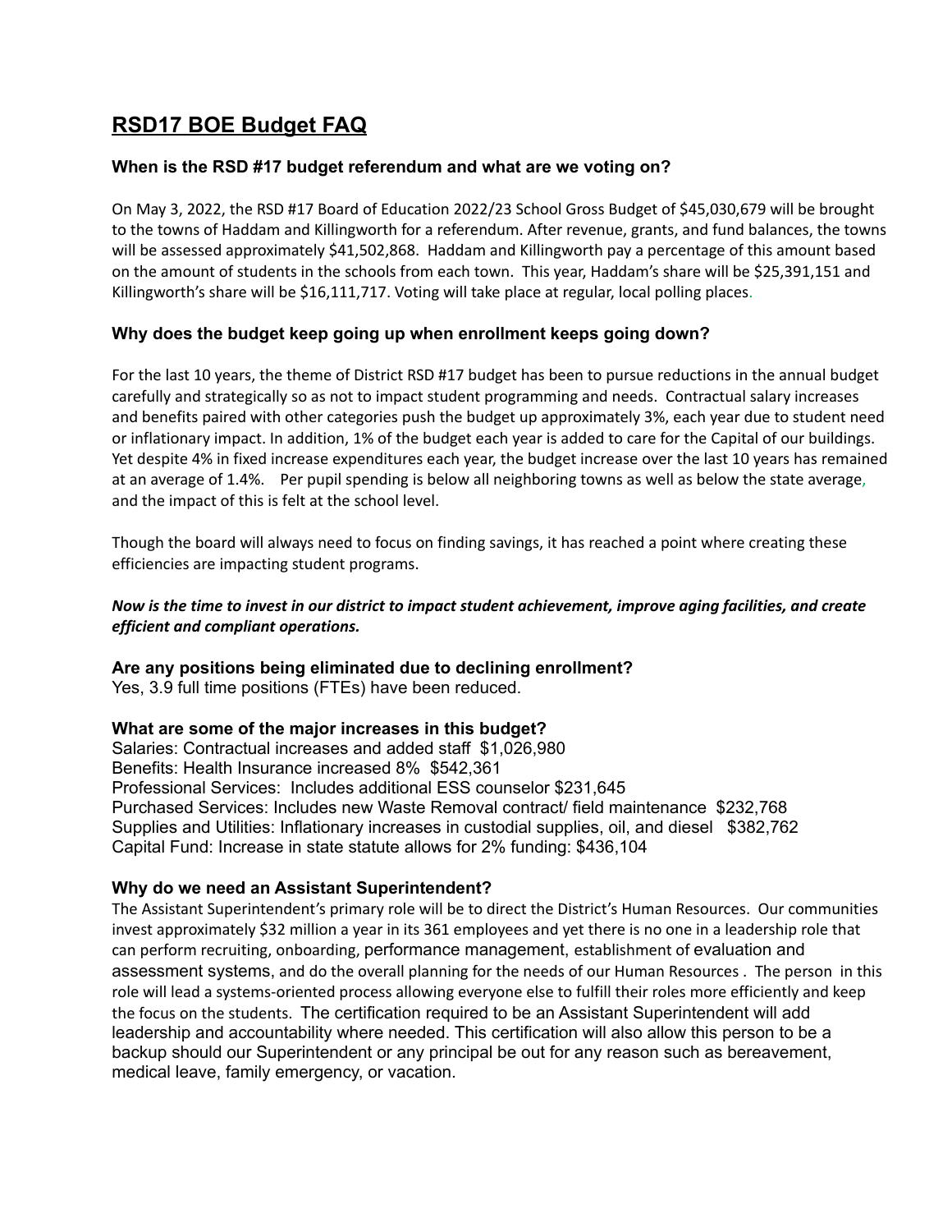# RSD17 BOE Budget FAQ

### When is the RSD #17 budget referendum and what are we voting on?

On May 3, 2022, the RSD #17 Board of Education 2022/23 School Gross Budget of $45,030,679 will be brought to the towns of Haddam and Killingworth for a referendum. After revenue, grants, and fund balances, the towns will be assessed approximately $41,502,868. Haddam and Killingworth pay a percentage of this amount based on the amount of students in the schools from each town. This year, Haddam's share will be $25,391,151 and Killingworth's share will be $16,111,717. Voting will take place at regular, local polling places.

### Why does the budget keep going up when enrollment keeps going down?

For the last 10 years, the theme of District RSD #17 budget has been to pursue reductions in the annual budget carefully and strategically so as not to impact student programming and needs. Contractual salary increases and benefits paired with other categories push the budget up approximately 3%, each year due to student need or inflationary impact. In addition, 1% of the budget each year is added to care for the Capital of our buildings. Yet despite 4% in fixed increase expenditures each year, the budget increase over the last 10 years has remained at an average of 1.4%. Per pupil spending is below all neighboring towns as well as below the state average, and the impact of this is felt at the school level.

Though the board will always need to focus on finding savings, it has reached a point where creating these efficiencies are impacting student programs.

***Now is the time to invest in our district to impact student achievement, improve aging facilities, and create efficient and compliant operations.***

### Are any positions being eliminated due to declining enrollment?

Yes, 3.9 full time positions (FTEs) have been reduced.

### What are some of the major increases in this budget?

Salaries: Contractual increases and added staff $1,026,980
Benefits: Health Insurance increased 8% $542,361
Professional Services: Includes additional ESS counselor $231,645
Purchased Services: Includes new Waste Removal contract/ field maintenance $232,768
Supplies and Utilities: Inflationary increases in custodial supplies, oil, and diesel $382,762
Capital Fund: Increase in state statute allows for 2% funding: $436,104

### Why do we need an Assistant Superintendent?

The Assistant Superintendent's primary role will be to direct the District's Human Resources. Our communities invest approximately $32 million a year in its 361 employees and yet there is no one in a leadership role that can perform recruiting, onboarding, performance management, establishment of evaluation and assessment systems, and do the overall planning for the needs of our Human Resources . The person in this role will lead a systems-oriented process allowing everyone else to fulfill their roles more efficiently and keep the focus on the students. The certification required to be an Assistant Superintendent will add leadership and accountability where needed. This certification will also allow this person to be a backup should our Superintendent or any principal be out for any reason such as bereavement, medical leave, family emergency, or vacation.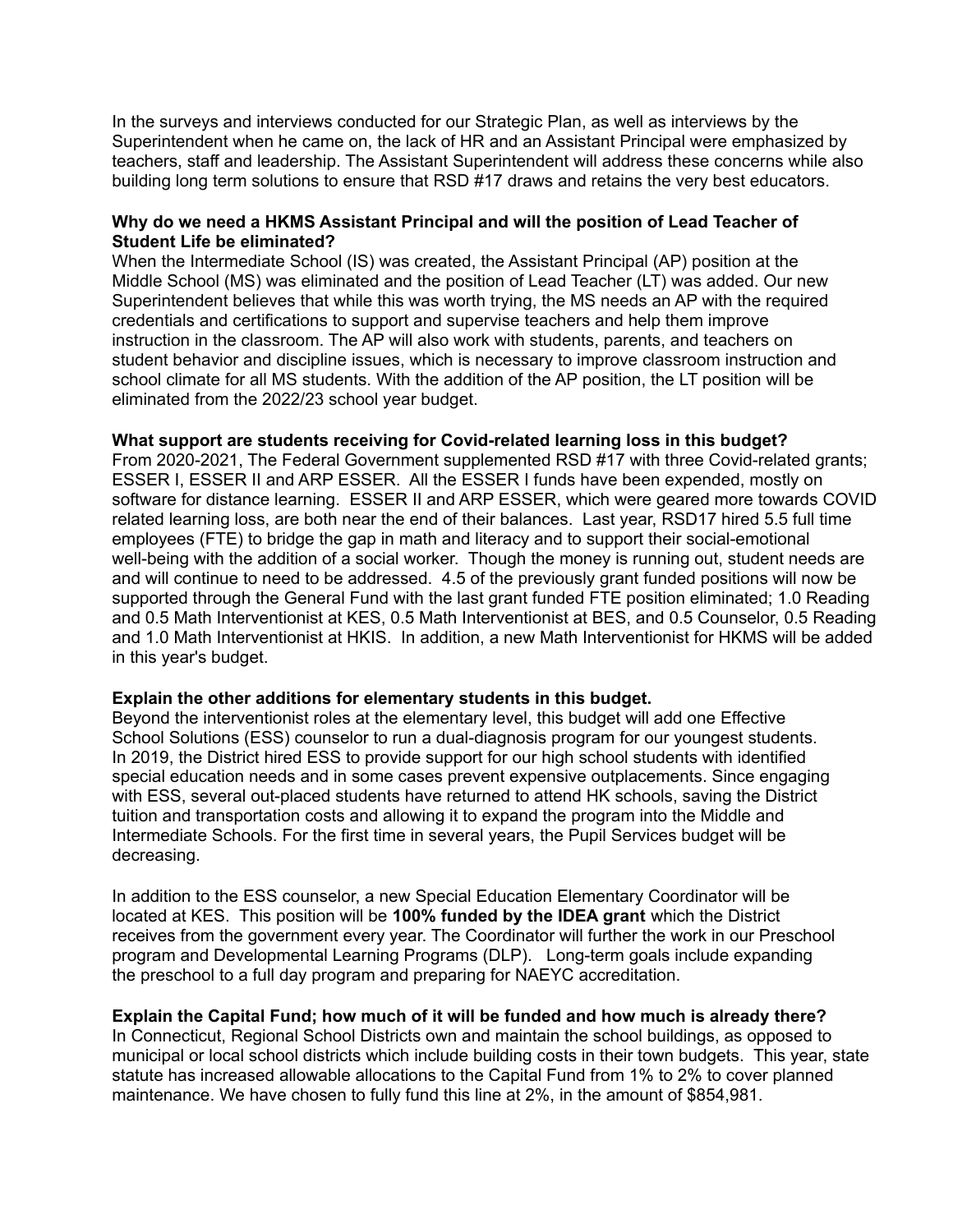In the surveys and interviews conducted for our Strategic Plan, as well as interviews by the Superintendent when he came on, the lack of HR and an Assistant Principal were emphasized by teachers, staff and leadership. The Assistant Superintendent will address these concerns while also building long term solutions to ensure that RSD #17 draws and retains the very best educators.

**Why do we need a HKMS Assistant Principal and will the position of Lead Teacher of Student Life be eliminated?**

When the Intermediate School (IS) was created, the Assistant Principal (AP) position at the Middle School (MS) was eliminated and the position of Lead Teacher (LT) was added. Our new Superintendent believes that while this was worth trying, the MS needs an AP with the required credentials and certifications to support and supervise teachers and help them improve instruction in the classroom. The AP will also work with students, parents, and teachers on student behavior and discipline issues, which is necessary to improve classroom instruction and school climate for all MS students. With the addition of the AP position, the LT position will be eliminated from the 2022/23 school year budget.

**What support are students receiving for Covid-related learning loss in this budget?**

From 2020-2021, The Federal Government supplemented RSD #17 with three Covid-related grants; ESSER I, ESSER II and ARP ESSER. All the ESSER I funds have been expended, mostly on software for distance learning. ESSER II and ARP ESSER, which were geared more towards COVID related learning loss, are both near the end of their balances. Last year, RSD17 hired 5.5 full time employees (FTE) to bridge the gap in math and literacy and to support their social-emotional well-being with the addition of a social worker. Though the money is running out, student needs are and will continue to need to be addressed. 4.5 of the previously grant funded positions will now be supported through the General Fund with the last grant funded FTE position eliminated; 1.0 Reading and 0.5 Math Interventionist at KES, 0.5 Math Interventionist at BES, and 0.5 Counselor, 0.5 Reading and 1.0 Math Interventionist at HKIS. In addition, a new Math Interventionist for HKMS will be added in this year's budget.

**Explain the other additions for elementary students in this budget.**

Beyond the interventionist roles at the elementary level, this budget will add one Effective School Solutions (ESS) counselor to run a dual-diagnosis program for our youngest students. In 2019, the District hired ESS to provide support for our high school students with identified special education needs and in some cases prevent expensive outplacements. Since engaging with ESS, several out-placed students have returned to attend HK schools, saving the District tuition and transportation costs and allowing it to expand the program into the Middle and Intermediate Schools. For the first time in several years, the Pupil Services budget will be decreasing.

In addition to the ESS counselor, a new Special Education Elementary Coordinator will be located at KES. This position will be **100% funded by the IDEA grant** which the District receives from the government every year. The Coordinator will further the work in our Preschool program and Developmental Learning Programs (DLP). Long-term goals include expanding the preschool to a full day program and preparing for NAEYC accreditation.

**Explain the Capital Fund; how much of it will be funded and how much is already there?**

In Connecticut, Regional School Districts own and maintain the school buildings, as opposed to municipal or local school districts which include building costs in their town budgets. This year, state statute has increased allowable allocations to the Capital Fund from 1% to 2% to cover planned maintenance. We have chosen to fully fund this line at 2%, in the amount of $854,981.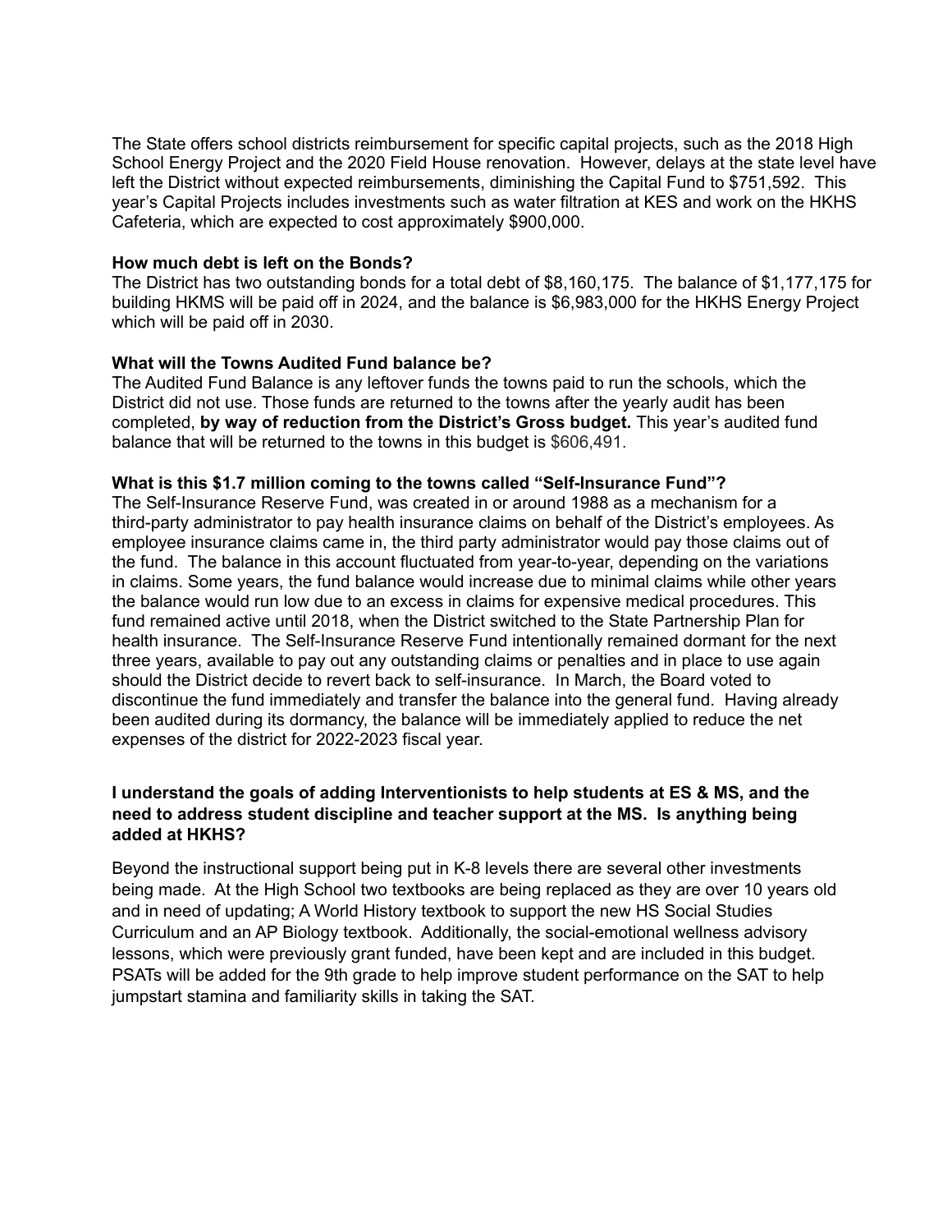The State offers school districts reimbursement for specific capital projects, such as the 2018 High School Energy Project and the 2020 Field House renovation. However, delays at the state level have left the District without expected reimbursements, diminishing the Capital Fund to $751,592. This year's Capital Projects includes investments such as water filtration at KES and work on the HKHS Cafeteria, which are expected to cost approximately $900,000.

**How much debt is left on the Bonds?**

The District has two outstanding bonds for a total debt of $8,160,175. The balance of $1,177,175 for building HKMS will be paid off in 2024, and the balance is $6,983,000 for the HKHS Energy Project which will be paid off in 2030.

**What will the Towns Audited Fund balance be?**

The Audited Fund Balance is any leftover funds the towns paid to run the schools, which the District did not use. Those funds are returned to the towns after the yearly audit has been completed, **by way of reduction from the District's Gross budget.** This year's audited fund balance that will be returned to the towns in this budget is $606,491.

**What is this $1.7 million coming to the towns called "Self-Insurance Fund"?**

The Self-Insurance Reserve Fund, was created in or around 1988 as a mechanism for a third-party administrator to pay health insurance claims on behalf of the District's employees. As employee insurance claims came in, the third party administrator would pay those claims out of the fund. The balance in this account fluctuated from year-to-year, depending on the variations in claims. Some years, the fund balance would increase due to minimal claims while other years the balance would run low due to an excess in claims for expensive medical procedures. This fund remained active until 2018, when the District switched to the State Partnership Plan for health insurance. The Self-Insurance Reserve Fund intentionally remained dormant for the next three years, available to pay out any outstanding claims or penalties and in place to use again should the District decide to revert back to self-insurance. In March, the Board voted to discontinue the fund immediately and transfer the balance into the general fund. Having already been audited during its dormancy, the balance will be immediately applied to reduce the net expenses of the district for 2022-2023 fiscal year.

**I understand the goals of adding Interventionists to help students at ES & MS, and the need to address student discipline and teacher support at the MS. Is anything being added at HKHS?**

Beyond the instructional support being put in K-8 levels there are several other investments being made. At the High School two textbooks are being replaced as they are over 10 years old and in need of updating; A World History textbook to support the new HS Social Studies Curriculum and an AP Biology textbook. Additionally, the social-emotional wellness advisory lessons, which were previously grant funded, have been kept and are included in this budget. PSATs will be added for the 9th grade to help improve student performance on the SAT to help jumpstart stamina and familiarity skills in taking the SAT.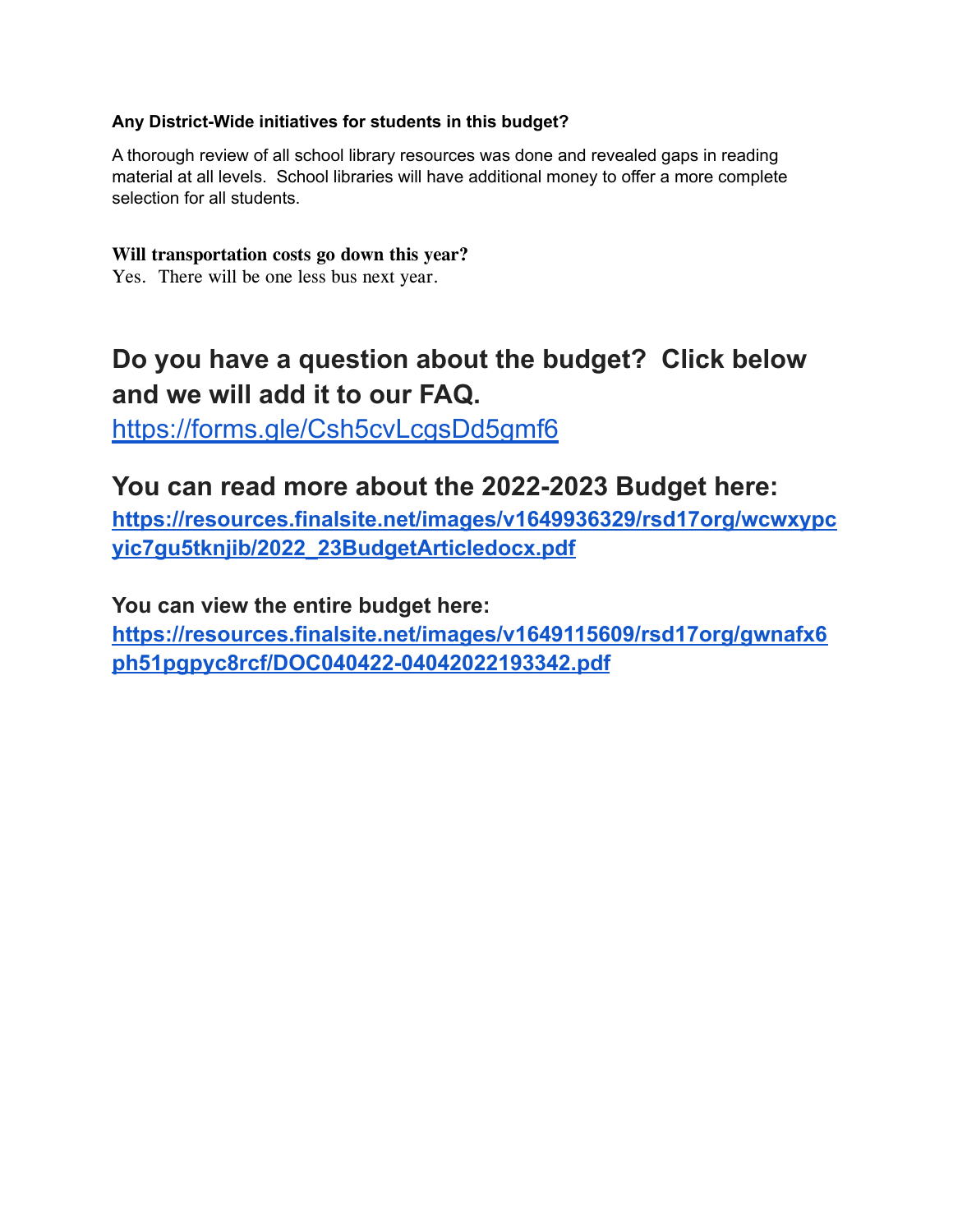**Any District-Wide initiatives for students in this budget?**

A thorough review of all school library resources was done and revealed gaps in reading material at all levels. School libraries will have additional money to offer a more complete selection for all students.

**Will transportation costs go down this year?**

Yes. There will be one less bus next year.

## Do you have a question about the budget? Click below and we will add it to our FAQ.

## https://forms.gle/Csh5cvLcgsDd5gmf6

## You can read more about the 2022-2023 Budget here:

**https://resources.finalsite.net/images/v1649936329/rsd17org/wcwxypcyic7gu5tknjib/2022_23BudgetArticledocx.pdf**

### You can view the entire budget here:

**https://resources.finalsite.net/images/v1649115609/rsd17org/gwnafx6ph51pgpyc8rcf/DOC040422-04042022193342.pdf**